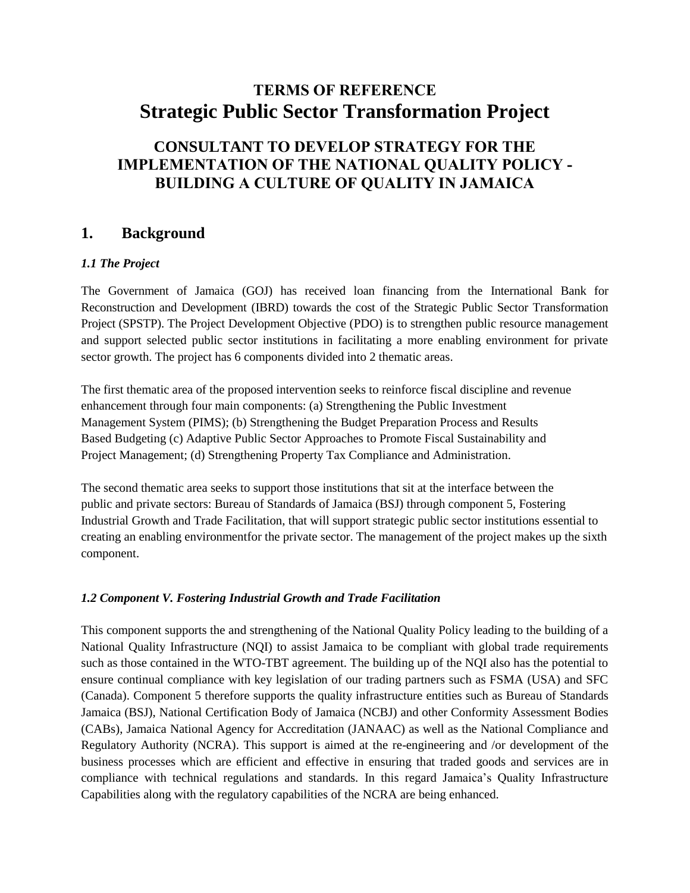# TERMS OF REFERENCE
# Strategic Public Sector Transformation Project

## CONSULTANT TO DEVELOP STRATEGY FOR THE IMPLEMENTATION OF THE NATIONAL QUALITY POLICY - BUILDING A CULTURE OF QUALITY IN JAMAICA

## 1. Background

### *1.1 The Project*

The Government of Jamaica (GOJ) has received loan financing from the International Bank for Reconstruction and Development (IBRD) towards the cost of the Strategic Public Sector Transformation Project (SPSTP). The Project Development Objective (PDO) is to strengthen public resource management and support selected public sector institutions in facilitating a more enabling environment for private sector growth. The project has 6 components divided into 2 thematic areas.

The first thematic area of the proposed intervention seeks to reinforce fiscal discipline and revenue enhancement through four main components: (a) Strengthening the Public Investment Management System (PIMS); (b) Strengthening the Budget Preparation Process and Results Based Budgeting (c) Adaptive Public Sector Approaches to Promote Fiscal Sustainability and Project Management; (d) Strengthening Property Tax Compliance and Administration.

The second thematic area seeks to support those institutions that sit at the interface between the public and private sectors: Bureau of Standards of Jamaica (BSJ) through component 5, Fostering Industrial Growth and Trade Facilitation, that will support strategic public sector institutions essential to creating an enabling environmentfor the private sector. The management of the project makes up the sixth component.

### *1.2 Component V. Fostering Industrial Growth and Trade Facilitation*

This component supports the and strengthening of the National Quality Policy leading to the building of a National Quality Infrastructure (NQI) to assist Jamaica to be compliant with global trade requirements such as those contained in the WTO-TBT agreement. The building up of the NQI also has the potential to ensure continual compliance with key legislation of our trading partners such as FSMA (USA) and SFC (Canada). Component 5 therefore supports the quality infrastructure entities such as Bureau of Standards Jamaica (BSJ), National Certification Body of Jamaica (NCBJ) and other Conformity Assessment Bodies (CABs), Jamaica National Agency for Accreditation (JANAAC) as well as the National Compliance and Regulatory Authority (NCRA). This support is aimed at the re-engineering and /or development of the business processes which are efficient and effective in ensuring that traded goods and services are in compliance with technical regulations and standards. In this regard Jamaica's Quality Infrastructure Capabilities along with the regulatory capabilities of the NCRA are being enhanced.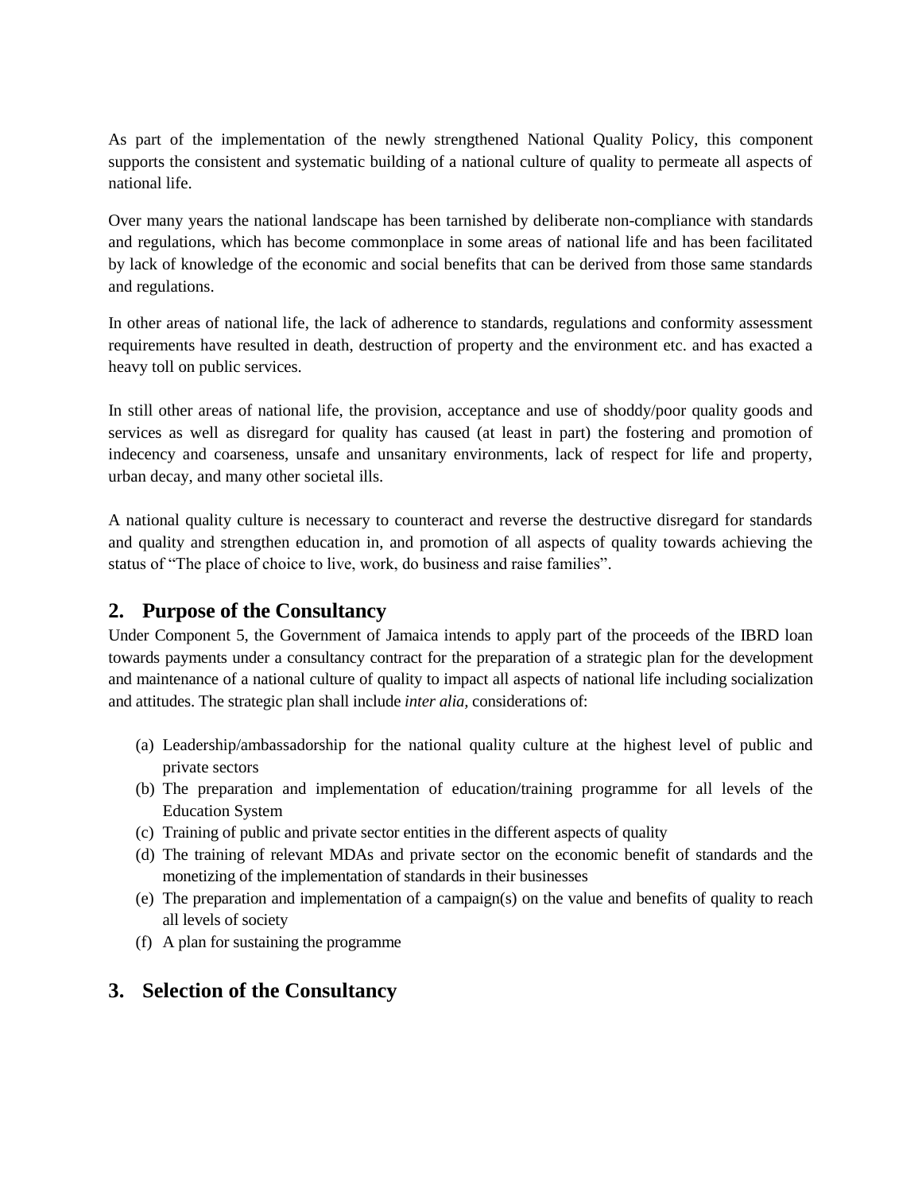As part of the implementation of the newly strengthened National Quality Policy, this component supports the consistent and systematic building of a national culture of quality to permeate all aspects of national life.

Over many years the national landscape has been tarnished by deliberate non-compliance with standards and regulations, which has become commonplace in some areas of national life and has been facilitated by lack of knowledge of the economic and social benefits that can be derived from those same standards and regulations.

In other areas of national life, the lack of adherence to standards, regulations and conformity assessment requirements have resulted in death, destruction of property and the environment etc. and has exacted a heavy toll on public services.

In still other areas of national life, the provision, acceptance and use of shoddy/poor quality goods and services as well as disregard for quality has caused (at least in part) the fostering and promotion of indecency and coarseness, unsafe and unsanitary environments, lack of respect for life and property, urban decay, and many other societal ills.

A national quality culture is necessary to counteract and reverse the destructive disregard for standards and quality and strengthen education in, and promotion of all aspects of quality towards achieving the status of "The place of choice to live, work, do business and raise families".

## 2. Purpose of the Consultancy

Under Component 5, the Government of Jamaica intends to apply part of the proceeds of the IBRD loan towards payments under a consultancy contract for the preparation of a strategic plan for the development and maintenance of a national culture of quality to impact all aspects of national life including socialization and attitudes. The strategic plan shall include *inter alia*, considerations of:

(a) Leadership/ambassadorship for the national quality culture at the highest level of public and private sectors
(b) The preparation and implementation of education/training programme for all levels of the Education System
(c) Training of public and private sector entities in the different aspects of quality
(d) The training of relevant MDAs and private sector on the economic benefit of standards and the monetizing of the implementation of standards in their businesses
(e) The preparation and implementation of a campaign(s) on the value and benefits of quality to reach all levels of society
(f) A plan for sustaining the programme

## 3. Selection of the Consultancy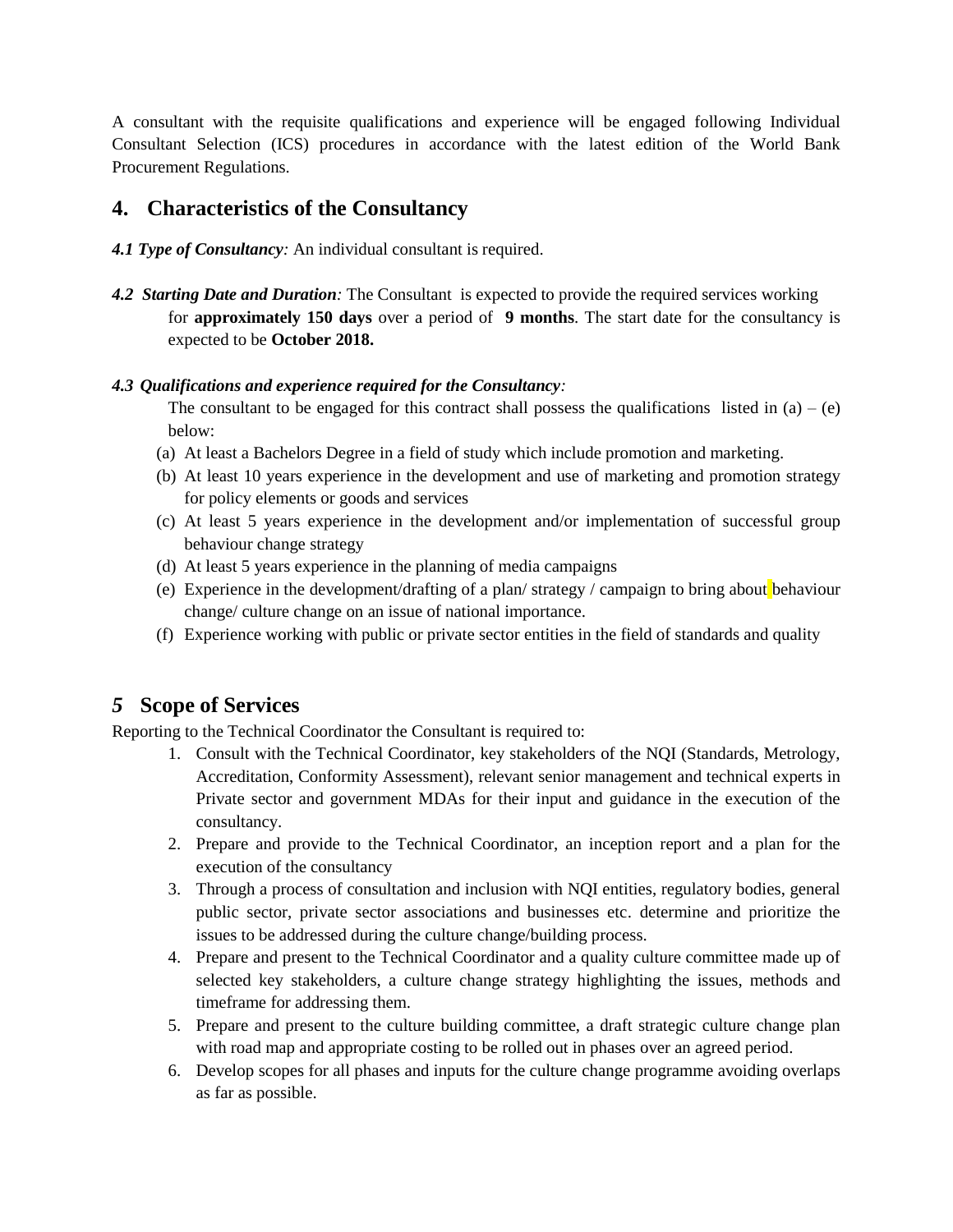A consultant with the requisite qualifications and experience will be engaged following Individual Consultant Selection (ICS) procedures in accordance with the latest edition of the World Bank Procurement Regulations.

## 4. Characteristics of the Consultancy

***4.1 Type of Consultancy**:* An individual consultant is required.

***4.2 Starting Date and Duration**:* The Consultant is expected to provide the required services working for **approximately 150 days** over a period of **9 months**. The start date for the consultancy is expected to be **October 2018.**

***4.3 Qualifications and experience required for the Consultancy:***

The consultant to be engaged for this contract shall possess the qualifications listed in (a) – (e) below:

(a) At least a Bachelors Degree in a field of study which include promotion and marketing.

(b) At least 10 years experience in the development and use of marketing and promotion strategy for policy elements or goods and services

(c) At least 5 years experience in the development and/or implementation of successful group behaviour change strategy

(d) At least 5 years experience in the planning of media campaigns

(e) Experience in the development/drafting of a plan/ strategy / campaign to bring about behaviour change/ culture change on an issue of national importance.

(f) Experience working with public or private sector entities in the field of standards and quality

## *5* Scope of Services

Reporting to the Technical Coordinator the Consultant is required to:

1. Consult with the Technical Coordinator, key stakeholders of the NQI (Standards, Metrology, Accreditation, Conformity Assessment), relevant senior management and technical experts in Private sector and government MDAs for their input and guidance in the execution of the consultancy.
2. Prepare and provide to the Technical Coordinator, an inception report and a plan for the execution of the consultancy
3. Through a process of consultation and inclusion with NQI entities, regulatory bodies, general public sector, private sector associations and businesses etc. determine and prioritize the issues to be addressed during the culture change/building process.
4. Prepare and present to the Technical Coordinator and a quality culture committee made up of selected key stakeholders, a culture change strategy highlighting the issues, methods and timeframe for addressing them.
5. Prepare and present to the culture building committee, a draft strategic culture change plan with road map and appropriate costing to be rolled out in phases over an agreed period.
6. Develop scopes for all phases and inputs for the culture change programme avoiding overlaps as far as possible.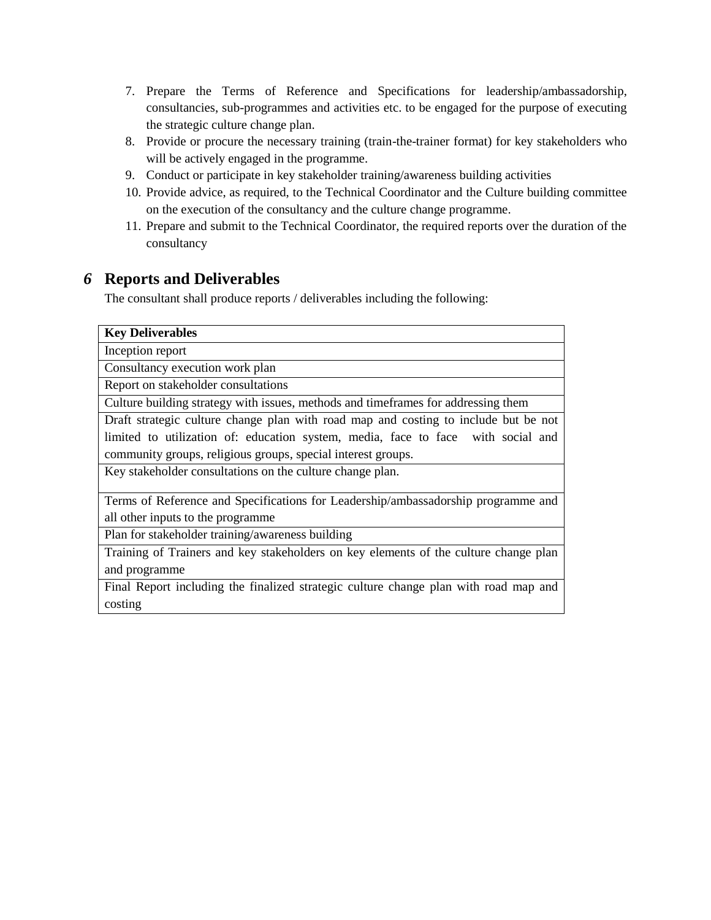7. Prepare the Terms of Reference and Specifications for leadership/ambassadorship, consultancies, sub-programmes and activities etc. to be engaged for the purpose of executing the strategic culture change plan.
8. Provide or procure the necessary training (train-the-trainer format) for key stakeholders who will be actively engaged in the programme.
9. Conduct or participate in key stakeholder training/awareness building activities
10. Provide advice, as required, to the Technical Coordinator and the Culture building committee on the execution of the consultancy and the culture change programme.
11. Prepare and submit to the Technical Coordinator, the required reports over the duration of the consultancy

## *6* Reports and Deliverables

The consultant shall produce reports / deliverables including the following:

| **Key Deliverables** |
|---|
| Inception report |
| Consultancy execution work plan |
| Report on stakeholder consultations |
| Culture building strategy with issues, methods and timeframes for addressing them |
| Draft strategic culture change plan with road map and costing to include but be not limited to utilization of: education system, media, face to face with social and community groups, religious groups, special interest groups. |
| Key stakeholder consultations on the culture change plan. |
| Terms of Reference and Specifications for Leadership/ambassadorship programme and all other inputs to the programme |
| Plan for stakeholder training/awareness building |
| Training of Trainers and key stakeholders on key elements of the culture change plan and programme |
| Final Report including the finalized strategic culture change plan with road map and costing |